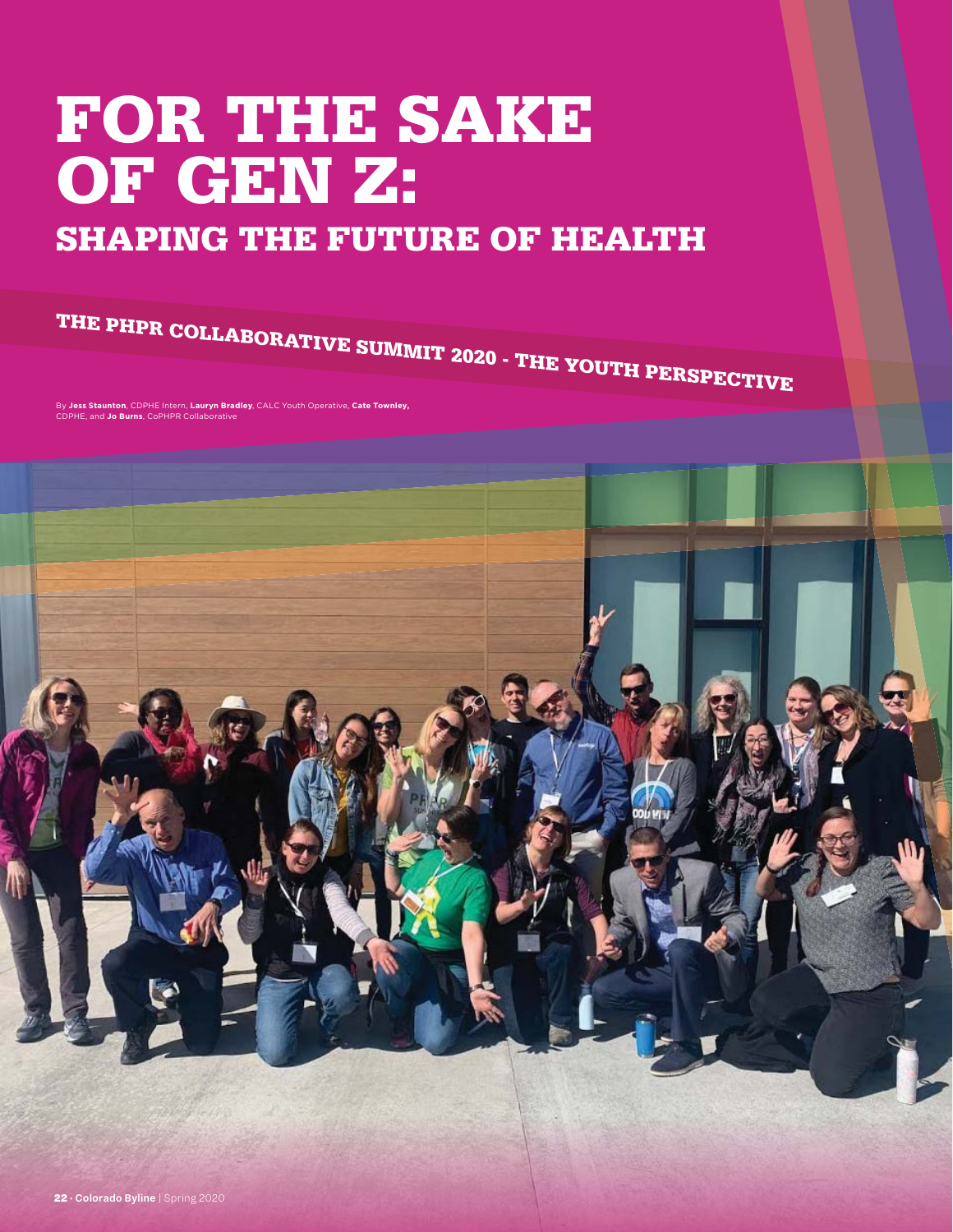# FOR THE SAKE OF GEN Z:

## SHAPING THE FUTURE OF HEALTH

### THE PHPR COLLABORATIVE SUMMIT 2020 - THE YOUTH PERSPECTIVE

By **Jess Staunton**, CDPHE Intern, **Lauryn Bradley**, CALC Youth Operative, **Cate Townley,** CDPHE, and **Jo Burns**, CoPHPR Collaborative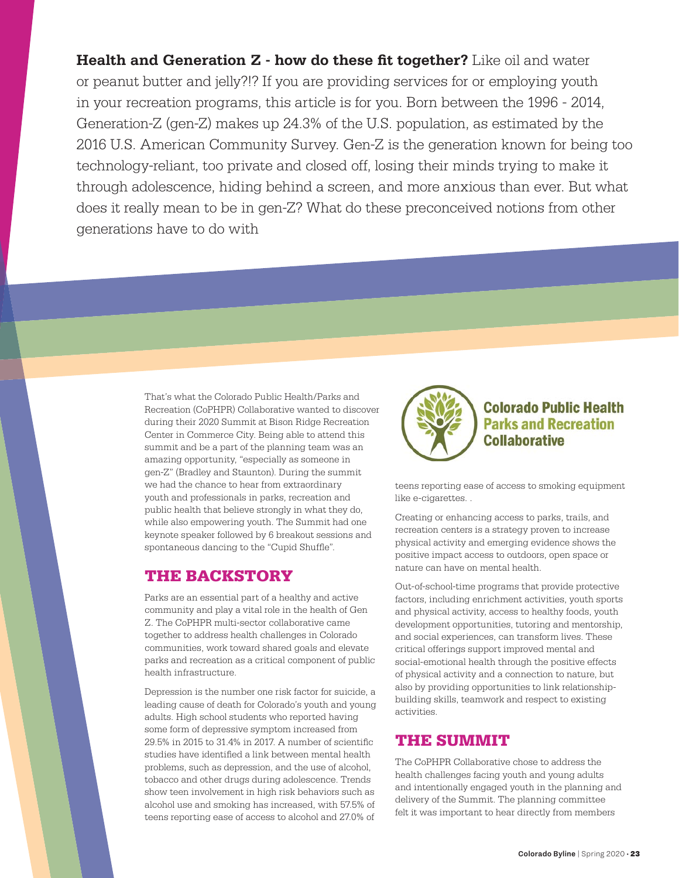**Health and Generation Z - how do these fit together?** Like oil and water or peanut butter and jelly?!? If you are providing services for or employing youth in your recreation programs, this article is for you. Born between the 1996 - 2014, Generation-Z (gen-Z) makes up 24.3% of the U.S. population, as estimated by the 2016 U.S. American Community Survey. Gen-Z is the generation known for being too technology-reliant, too private and closed off, losing their minds trying to make it through adolescence, hiding behind a screen, and more anxious than ever. But what does it really mean to be in gen-Z? What do these preconceived notions from other generations have to do with

That's what the Colorado Public Health/Parks and Recreation (CoPHPR) Collaborative wanted to discover during their 2020 Summit at Bison Ridge Recreation Center in Commerce City. Being able to attend this summit and be a part of the planning team was an amazing opportunity, "especially as someone in gen-Z" (Bradley and Staunton). During the summit we had the chance to hear from extraordinary youth and professionals in parks, recreation and public health that believe strongly in what they do, while also empowering youth. The Summit had one keynote speaker followed by 6 breakout sessions and spontaneous dancing to the "Cupid Shuffle".

## THE BACKSTORY

Parks are an essential part of a healthy and active community and play a vital role in the health of Gen Z. The CoPHPR multi-sector collaborative came together to address health challenges in Colorado communities, work toward shared goals and elevate parks and recreation as a critical component of public health infrastructure.

Depression is the number one risk factor for suicide, a leading cause of death for Colorado's youth and young adults. High school students who reported having some form of depressive symptom increased from 29.5% in 2015 to 31.4% in 2017. A number of scientific studies have identified a link between mental health problems, such as depression, and the use of alcohol, tobacco and other drugs during adolescence. Trends show teen involvement in high risk behaviors such as alcohol use and smoking has increased, with 57.5% of teens reporting ease of access to alcohol and 27.0% of teens reporting ease of access to smoking equipment like e-cigarettes. .

Colorado Public Health Parks and Recreation Collaborative

Creating or enhancing access to parks, trails, and recreation centers is a strategy proven to increase physical activity and emerging evidence shows the positive impact access to outdoors, open space or nature can have on mental health.

Out-of-school-time programs that provide protective factors, including enrichment activities, youth sports and physical activity, access to healthy foods, youth development opportunities, tutoring and mentorship, and social experiences, can transform lives. These critical offerings support improved mental and social-emotional health through the positive effects of physical activity and a connection to nature, but also by providing opportunities to link relationship-building skills, teamwork and respect to existing activities.

## THE SUMMIT

The CoPHPR Collaborative chose to address the health challenges facing youth and young adults and intentionally engaged youth in the planning and delivery of the Summit. The planning committee felt it was important to hear directly from members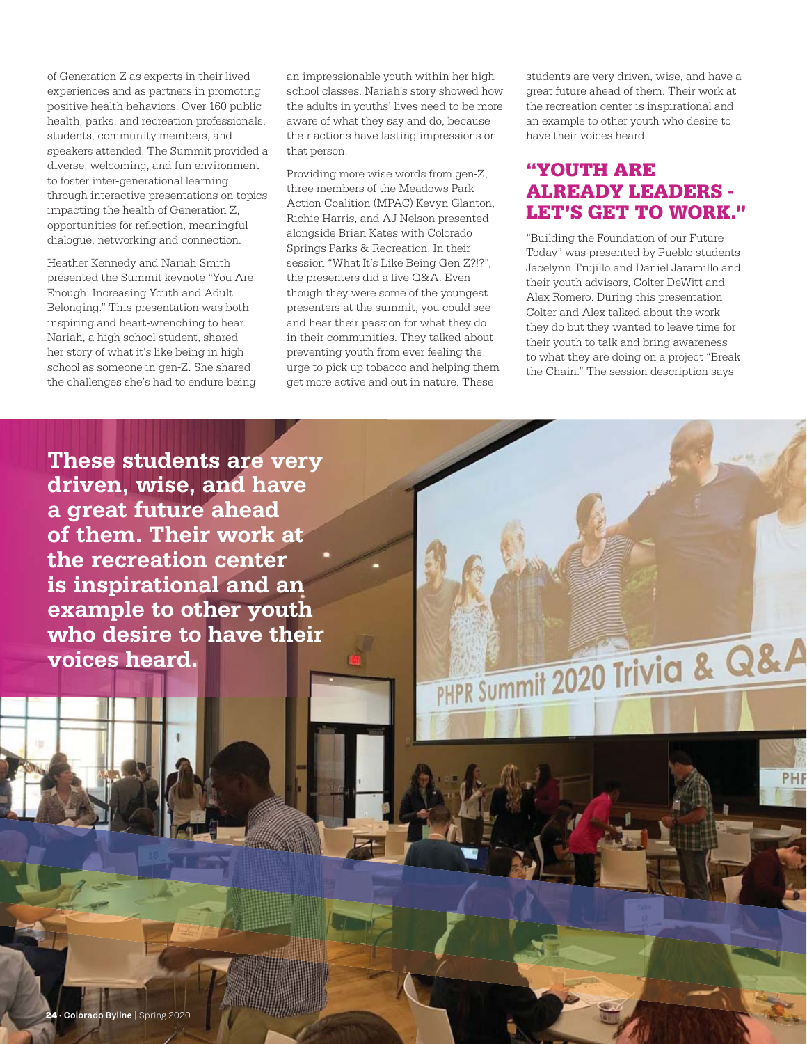of Generation Z as experts in their lived experiences and as partners in promoting positive health behaviors. Over 160 public health, parks, and recreation professionals, students, community members, and speakers attended. The Summit provided a diverse, welcoming, and fun environment to foster inter-generational learning through interactive presentations on topics impacting the health of Generation Z, opportunities for reflection, meaningful dialogue, networking and connection.

Heather Kennedy and Nariah Smith presented the Summit keynote "You Are Enough: Increasing Youth and Adult Belonging." This presentation was both inspiring and heart-wrenching to hear. Nariah, a high school student, shared her story of what it's like being in high school as someone in gen-Z. She shared the challenges she's had to endure being an impressionable youth within her high school classes. Nariah's story showed how the adults in youths' lives need to be more aware of what they say and do, because their actions have lasting impressions on that person.

Providing more wise words from gen-Z, three members of the Meadows Park Action Coalition (MPAC) Kevyn Glanton, Richie Harris, and AJ Nelson presented alongside Brian Kates with Colorado Springs Parks & Recreation. In their session "What It's Like Being Gen Z?!?", the presenters did a live Q&A. Even though they were some of the youngest presenters at the summit, you could see and hear their passion for what they do in their communities. They talked about preventing youth from ever feeling the urge to pick up tobacco and helping them get more active and out in nature. These students are very driven, wise, and have a great future ahead of them. Their work at the recreation center is inspirational and an example to other youth who desire to have their voices heard.

## "YOUTH ARE ALREADY LEADERS - LET'S GET TO WORK."

"Building the Foundation of our Future Today" was presented by Pueblo students Jacelynn Trujillo and Daniel Jaramillo and their youth advisors, Colter DeWitt and Alex Romero. During this presentation Colter and Alex talked about the work they do but they wanted to leave time for their youth to talk and bring awareness to what they are doing on a project "Break the Chain." The session description says

**These students are very driven, wise, and have a great future ahead of them. Their work at the recreation center is inspirational and an example to other youth who desire to have their voices heard.**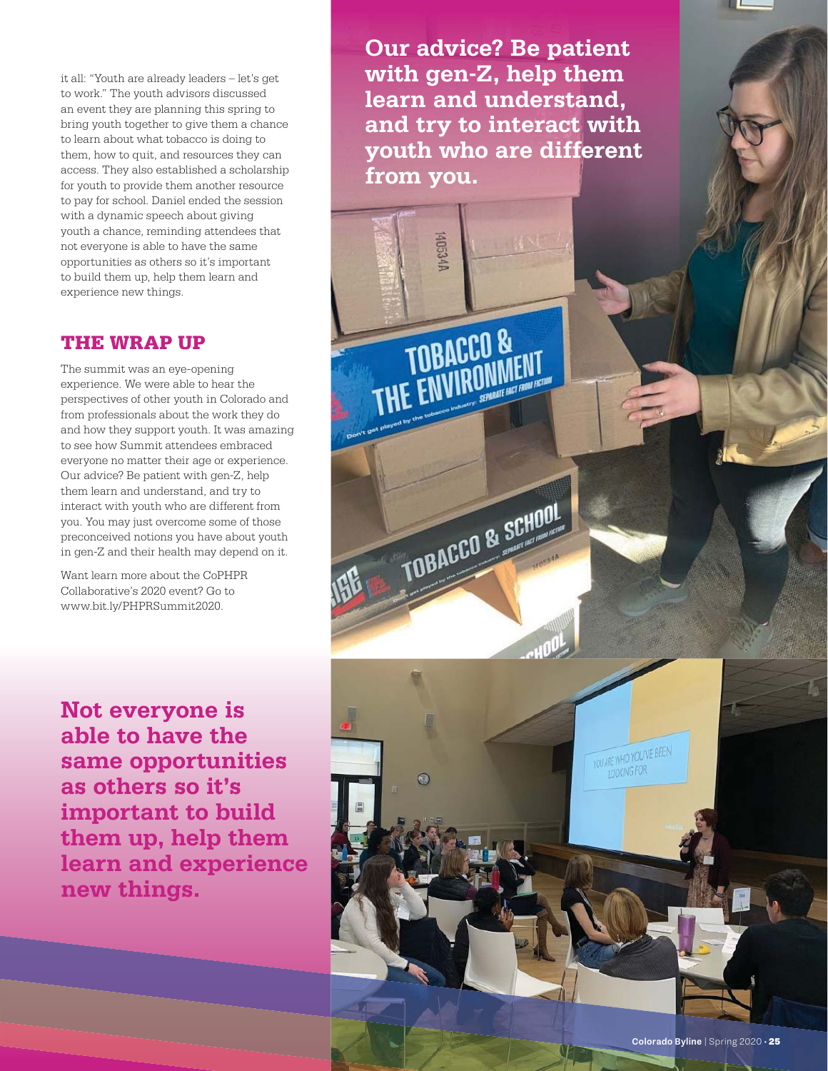it all: "Youth are already leaders – let's get to work." The youth advisors discussed an event they are planning this spring to bring youth together to give them a chance to learn about what tobacco is doing to them, how to quit, and resources they can access. They also established a scholarship for youth to provide them another resource to pay for school. Daniel ended the session with a dynamic speech about giving youth a chance, reminding attendees that not everyone is able to have the same opportunities as others so it's important to build them up, help them learn and experience new things.

## THE WRAP UP

The summit was an eye-opening experience. We were able to hear the perspectives of other youth in Colorado and from professionals about the work they do and how they support youth. It was amazing to see how Summit attendees embraced everyone no matter their age or experience. Our advice? Be patient with gen-Z, help them learn and understand, and try to interact with youth who are different from you. You may just overcome some of those preconceived notions you have about youth in gen-Z and their health may depend on it.

Want learn more about the CoPHPR Collaborative's 2020 event? Go to www.bit.ly/PHPRSummit2020.

**Not everyone is able to have the same opportunities as others so it's important to build them up, help them learn and experience new things.**

**Our advice? Be patient with gen-Z, help them learn and understand, and try to interact with youth who are different from you.**